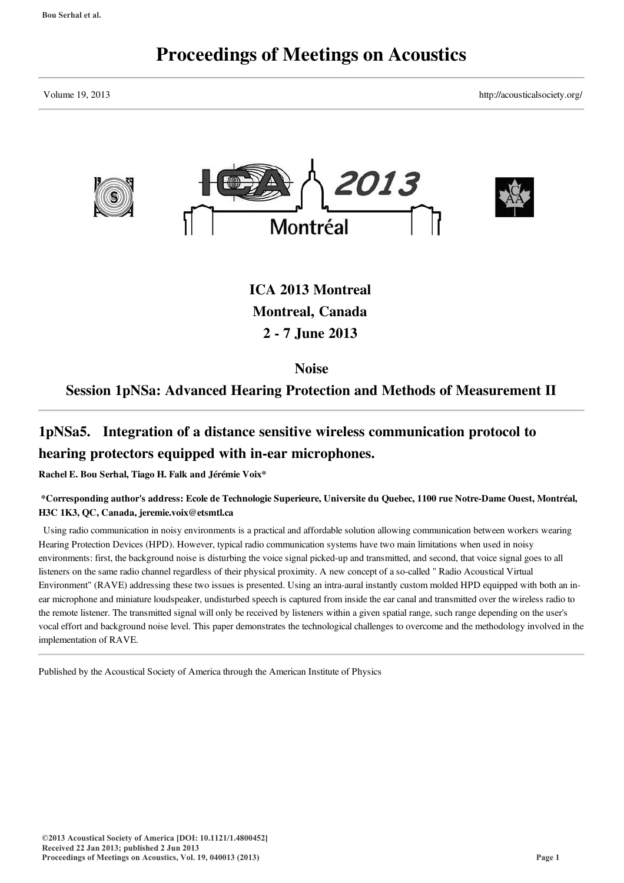# Proceedings of Meetings on Acoustics

Volume 19, 2013 http://acousticalsociety.org/

**ICA 2013 Montreal**
**Montreal, Canada**
**2 - 7 June 2013**

**Noise**

**Session 1pNSa: Advanced Hearing Protection and Methods of Measurement II**

## 1pNSa5. Integration of a distance sensitive wireless communication protocol to hearing protectors equipped with in-ear microphones.

**Rachel E. Bou Serhal, Tiago H. Falk and Jérémie Voix***

**\*Corresponding author's address: Ecole de Technologie Superieure, Universite du Quebec, 1100 rue Notre-Dame Ouest, Montréal, H3C 1K3, QC, Canada, jeremie.voix@etsmtl.ca**

Using radio communication in noisy environments is a practical and affordable solution allowing communication between workers wearing Hearing Protection Devices (HPD). However, typical radio communication systems have two main limitations when used in noisy environments: first, the background noise is disturbing the voice signal picked-up and transmitted, and second, that voice signal goes to all listeners on the same radio channel regardless of their physical proximity. A new concept of a so-called " Radio Acoustical Virtual Environment" (RAVE) addressing these two issues is presented. Using an intra-aural instantly custom molded HPD equipped with both an in-ear microphone and miniature loudspeaker, undisturbed speech is captured from inside the ear canal and transmitted over the wireless radio to the remote listener. The transmitted signal will only be received by listeners within a given spatial range, such range depending on the user's vocal effort and background noise level. This paper demonstrates the technological challenges to overcome and the methodology involved in the implementation of RAVE.

Published by the Acoustical Society of America through the American Institute of Physics

©2013 Acoustical Society of America [DOI: 10.1121/1.4800452]
Received 22 Jan 2013; published 2 Jun 2013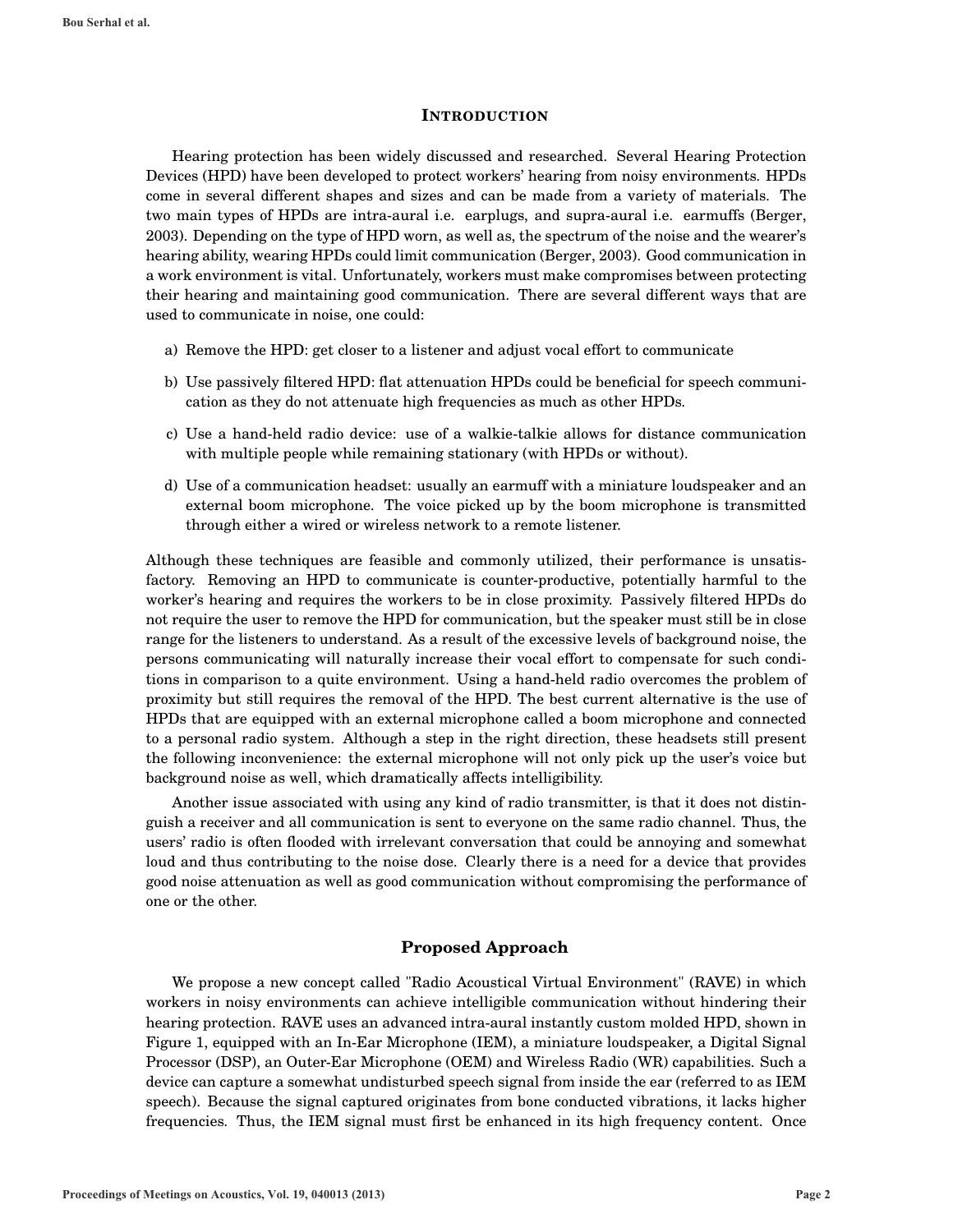## INTRODUCTION

Hearing protection has been widely discussed and researched. Several Hearing Protection Devices (HPD) have been developed to protect workers' hearing from noisy environments. HPDs come in several different shapes and sizes and can be made from a variety of materials. The two main types of HPDs are intra-aural i.e. earplugs, and supra-aural i.e. earmuffs (Berger, 2003). Depending on the type of HPD worn, as well as, the spectrum of the noise and the wearer's hearing ability, wearing HPDs could limit communication (Berger, 2003). Good communication in a work environment is vital. Unfortunately, workers must make compromises between protecting their hearing and maintaining good communication. There are several different ways that are used to communicate in noise, one could:

a) Remove the HPD: get closer to a listener and adjust vocal effort to communicate

b) Use passively filtered HPD: flat attenuation HPDs could be beneficial for speech communication as they do not attenuate high frequencies as much as other HPDs.

c) Use a hand-held radio device: use of a walkie-talkie allows for distance communication with multiple people while remaining stationary (with HPDs or without).

d) Use of a communication headset: usually an earmuff with a miniature loudspeaker and an external boom microphone. The voice picked up by the boom microphone is transmitted through either a wired or wireless network to a remote listener.

Although these techniques are feasible and commonly utilized, their performance is unsatisfactory. Removing an HPD to communicate is counter-productive, potentially harmful to the worker's hearing and requires the workers to be in close proximity. Passively filtered HPDs do not require the user to remove the HPD for communication, but the speaker must still be in close range for the listeners to understand. As a result of the excessive levels of background noise, the persons communicating will naturally increase their vocal effort to compensate for such conditions in comparison to a quite environment. Using a hand-held radio overcomes the problem of proximity but still requires the removal of the HPD. The best current alternative is the use of HPDs that are equipped with an external microphone called a boom microphone and connected to a personal radio system. Although a step in the right direction, these headsets still present the following inconvenience: the external microphone will not only pick up the user's voice but background noise as well, which dramatically affects intelligibility.

Another issue associated with using any kind of radio transmitter, is that it does not distinguish a receiver and all communication is sent to everyone on the same radio channel. Thus, the users' radio is often flooded with irrelevant conversation that could be annoying and somewhat loud and thus contributing to the noise dose. Clearly there is a need for a device that provides good noise attenuation as well as good communication without compromising the performance of one or the other.

### Proposed Approach

We propose a new concept called "Radio Acoustical Virtual Environment" (RAVE) in which workers in noisy environments can achieve intelligible communication without hindering their hearing protection. RAVE uses an advanced intra-aural instantly custom molded HPD, shown in Figure 1, equipped with an In-Ear Microphone (IEM), a miniature loudspeaker, a Digital Signal Processor (DSP), an Outer-Ear Microphone (OEM) and Wireless Radio (WR) capabilities. Such a device can capture a somewhat undisturbed speech signal from inside the ear (referred to as IEM speech). Because the signal captured originates from bone conducted vibrations, it lacks higher frequencies. Thus, the IEM signal must first be enhanced in its high frequency content. Once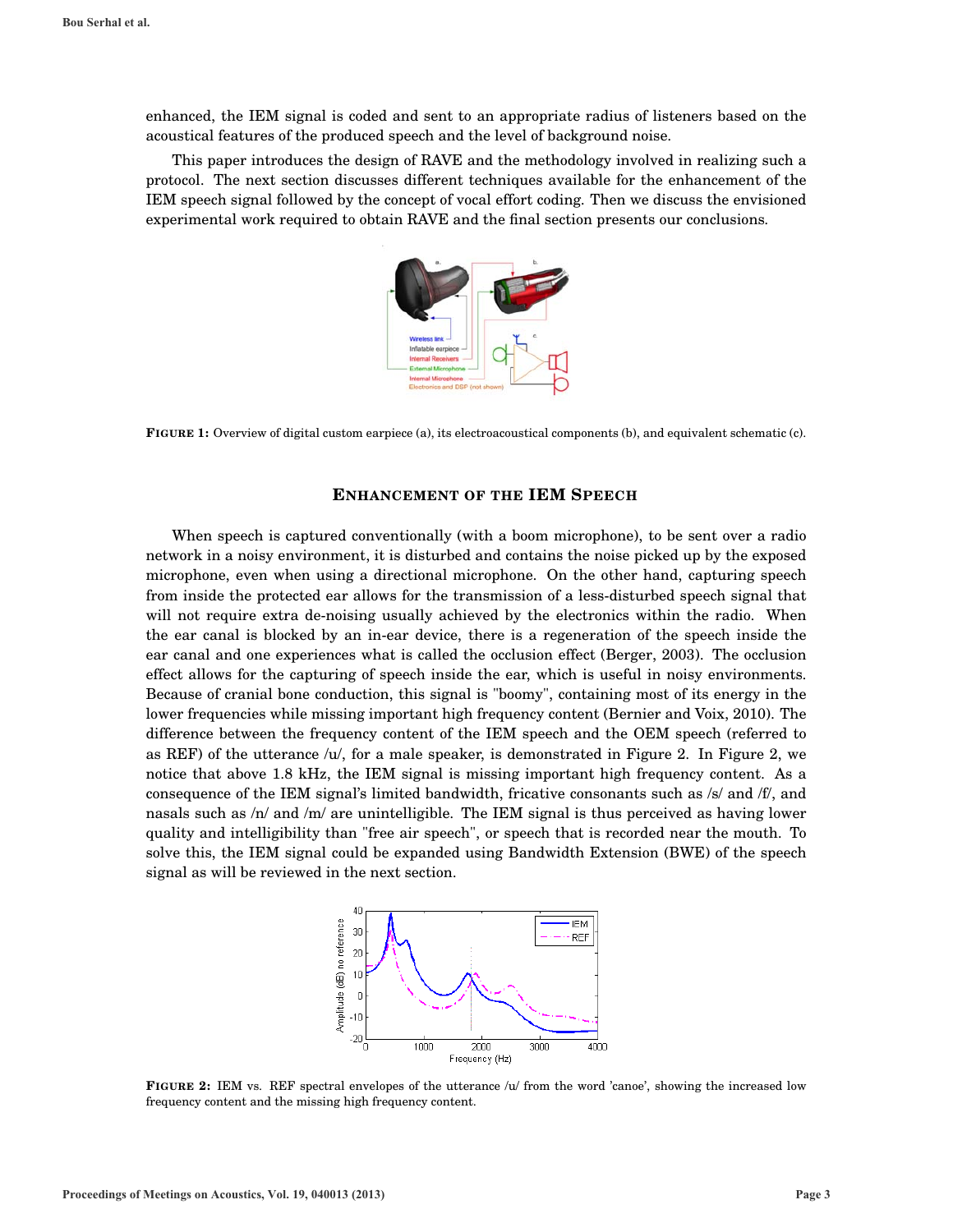enhanced, the IEM signal is coded and sent to an appropriate radius of listeners based on the acoustical features of the produced speech and the level of background noise.

This paper introduces the design of RAVE and the methodology involved in realizing such a protocol. The next section discusses different techniques available for the enhancement of the IEM speech signal followed by the concept of vocal effort coding. Then we discuss the envisioned experimental work required to obtain RAVE and the final section presents our conclusions.

**FIGURE 1:** Overview of digital custom earpiece (a), its electroacoustical components (b), and equivalent schematic (c).

## ENHANCEMENT OF THE IEM SPEECH

When speech is captured conventionally (with a boom microphone), to be sent over a radio network in a noisy environment, it is disturbed and contains the noise picked up by the exposed microphone, even when using a directional microphone. On the other hand, capturing speech from inside the protected ear allows for the transmission of a less-disturbed speech signal that will not require extra de-noising usually achieved by the electronics within the radio. When the ear canal is blocked by an in-ear device, there is a regeneration of the speech inside the ear canal and one experiences what is called the occlusion effect (Berger, 2003). The occlusion effect allows for the capturing of speech inside the ear, which is useful in noisy environments. Because of cranial bone conduction, this signal is "boomy", containing most of its energy in the lower frequencies while missing important high frequency content (Bernier and Voix, 2010). The difference between the frequency content of the IEM speech and the OEM speech (referred to as REF) of the utterance /u/, for a male speaker, is demonstrated in Figure 2. In Figure 2, we notice that above 1.8 kHz, the IEM signal is missing important high frequency content. As a consequence of the IEM signal's limited bandwidth, fricative consonants such as /s/ and /f/, and nasals such as /n/ and /m/ are unintelligible. The IEM signal is thus perceived as having lower quality and intelligibility than "free air speech", or speech that is recorded near the mouth. To solve this, the IEM signal could be expanded using Bandwidth Extension (BWE) of the speech signal as will be reviewed in the next section.

**FIGURE 2:** IEM vs. REF spectral envelopes of the utterance /u/ from the word 'canoe', showing the increased low frequency content and the missing high frequency content.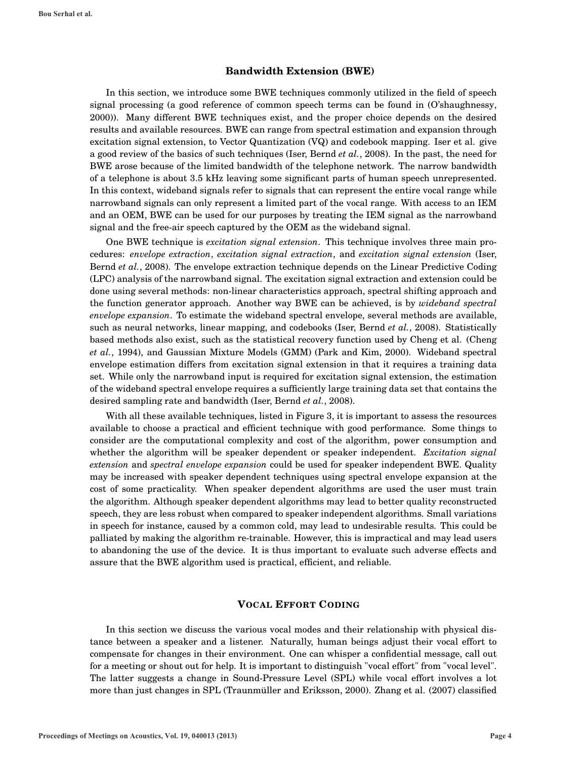## Bandwidth Extension (BWE)

In this section, we introduce some BWE techniques commonly utilized in the field of speech signal processing (a good reference of common speech terms can be found in (O'shaughnessy, 2000)). Many different BWE techniques exist, and the proper choice depends on the desired results and available resources. BWE can range from spectral estimation and expansion through excitation signal extension, to Vector Quantization (VQ) and codebook mapping. Iser et al. give a good review of the basics of such techniques (Iser, Bernd *et al.*, 2008). In the past, the need for BWE arose because of the limited bandwidth of the telephone network. The narrow bandwidth of a telephone is about 3.5 kHz leaving some significant parts of human speech unrepresented. In this context, wideband signals refer to signals that can represent the entire vocal range while narrowband signals can only represent a limited part of the vocal range. With access to an IEM and an OEM, BWE can be used for our purposes by treating the IEM signal as the narrowband signal and the free-air speech captured by the OEM as the wideband signal.

One BWE technique is *excitation signal extension*. This technique involves three main procedures: *envelope extraction*, *excitation signal extraction*, and *excitation signal extension* (Iser, Bernd *et al.*, 2008). The envelope extraction technique depends on the Linear Predictive Coding (LPC) analysis of the narrowband signal. The excitation signal extraction and extension could be done using several methods: non-linear characteristics approach, spectral shifting approach and the function generator approach. Another way BWE can be achieved, is by *wideband spectral envelope expansion*. To estimate the wideband spectral envelope, several methods are available, such as neural networks, linear mapping, and codebooks (Iser, Bernd *et al.*, 2008). Statistically based methods also exist, such as the statistical recovery function used by Cheng et al. (Cheng *et al.*, 1994), and Gaussian Mixture Models (GMM) (Park and Kim, 2000). Wideband spectral envelope estimation differs from excitation signal extension in that it requires a training data set. While only the narrowband input is required for excitation signal extension, the estimation of the wideband spectral envelope requires a sufficiently large training data set that contains the desired sampling rate and bandwidth (Iser, Bernd *et al.*, 2008).

With all these available techniques, listed in Figure 3, it is important to assess the resources available to choose a practical and efficient technique with good performance. Some things to consider are the computational complexity and cost of the algorithm, power consumption and whether the algorithm will be speaker dependent or speaker independent. *Excitation signal extension* and *spectral envelope expansion* could be used for speaker independent BWE. Quality may be increased with speaker dependent techniques using spectral envelope expansion at the cost of some practicality. When speaker dependent algorithms are used the user must train the algorithm. Although speaker dependent algorithms may lead to better quality reconstructed speech, they are less robust when compared to speaker independent algorithms. Small variations in speech for instance, caused by a common cold, may lead to undesirable results. This could be palliated by making the algorithm re-trainable. However, this is impractical and may lead users to abandoning the use of the device. It is thus important to evaluate such adverse effects and assure that the BWE algorithm used is practical, efficient, and reliable.

## Vocal Effort Coding

In this section we discuss the various vocal modes and their relationship with physical distance between a speaker and a listener. Naturally, human beings adjust their vocal effort to compensate for changes in their environment. One can whisper a confidential message, call out for a meeting or shout out for help. It is important to distinguish "vocal effort" from "vocal level". The latter suggests a change in Sound-Pressure Level (SPL) while vocal effort involves a lot more than just changes in SPL (Traunmüller and Eriksson, 2000). Zhang et al. (2007) classified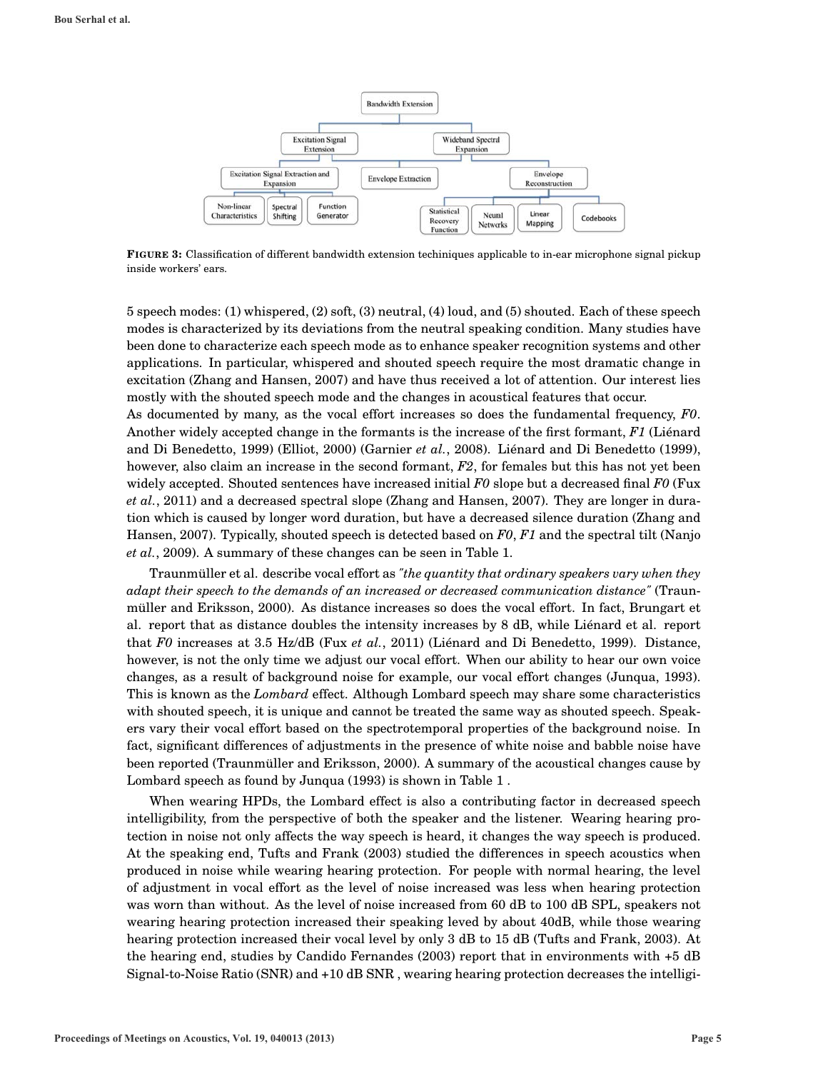**FIGURE 3:** Classification of different bandwidth extension techiniques applicable to in-ear microphone signal pickup inside workers' ears.

5 speech modes: (1) whispered, (2) soft, (3) neutral, (4) loud, and (5) shouted. Each of these speech modes is characterized by its deviations from the neutral speaking condition. Many studies have been done to characterize each speech mode as to enhance speaker recognition systems and other applications. In particular, whispered and shouted speech require the most dramatic change in excitation (Zhang and Hansen, 2007) and have thus received a lot of attention. Our interest lies mostly with the shouted speech mode and the changes in acoustical features that occur.

As documented by many, as the vocal effort increases so does the fundamental frequency, *F0*. Another widely accepted change in the formants is the increase of the first formant, *F1* (Liénard and Di Benedetto, 1999) (Elliot, 2000) (Garnier *et al.*, 2008). Liénard and Di Benedetto (1999), however, also claim an increase in the second formant, *F2*, for females but this has not yet been widely accepted. Shouted sentences have increased initial *F0* slope but a decreased final *F0* (Fux *et al.*, 2011) and a decreased spectral slope (Zhang and Hansen, 2007). They are longer in duration which is caused by longer word duration, but have a decreased silence duration (Zhang and Hansen, 2007). Typically, shouted speech is detected based on *F0*, *F1* and the spectral tilt (Nanjo *et al.*, 2009). A summary of these changes can be seen in Table 1.

Traunmüller et al. describe vocal effort as *"the quantity that ordinary speakers vary when they adapt their speech to the demands of an increased or decreased communication distance"* (Traunmüller and Eriksson, 2000). As distance increases so does the vocal effort. In fact, Brungart et al. report that as distance doubles the intensity increases by 8 dB, while Liénard et al. report that *F0* increases at 3.5 Hz/dB (Fux *et al.*, 2011) (Liénard and Di Benedetto, 1999). Distance, however, is not the only time we adjust our vocal effort. When our ability to hear our own voice changes, as a result of background noise for example, our vocal effort changes (Junqua, 1993). This is known as the *Lombard* effect. Although Lombard speech may share some characteristics with shouted speech, it is unique and cannot be treated the same way as shouted speech. Speakers vary their vocal effort based on the spectrotemporal properties of the background noise. In fact, significant differences of adjustments in the presence of white noise and babble noise have been reported (Traunmüller and Eriksson, 2000). A summary of the acoustical changes cause by Lombard speech as found by Junqua (1993) is shown in Table 1 .

When wearing HPDs, the Lombard effect is also a contributing factor in decreased speech intelligibility, from the perspective of both the speaker and the listener. Wearing hearing protection in noise not only affects the way speech is heard, it changes the way speech is produced. At the speaking end, Tufts and Frank (2003) studied the differences in speech acoustics when produced in noise while wearing hearing protection. For people with normal hearing, the level of adjustment in vocal effort as the level of noise increased was less when hearing protection was worn than without. As the level of noise increased from 60 dB to 100 dB SPL, speakers not wearing hearing protection increased their speaking leved by about 40dB, while those wearing hearing protection increased their vocal level by only 3 dB to 15 dB (Tufts and Frank, 2003). At the hearing end, studies by Candido Fernandes (2003) report that in environments with +5 dB Signal-to-Noise Ratio (SNR) and +10 dB SNR , wearing hearing protection decreases the intelligi-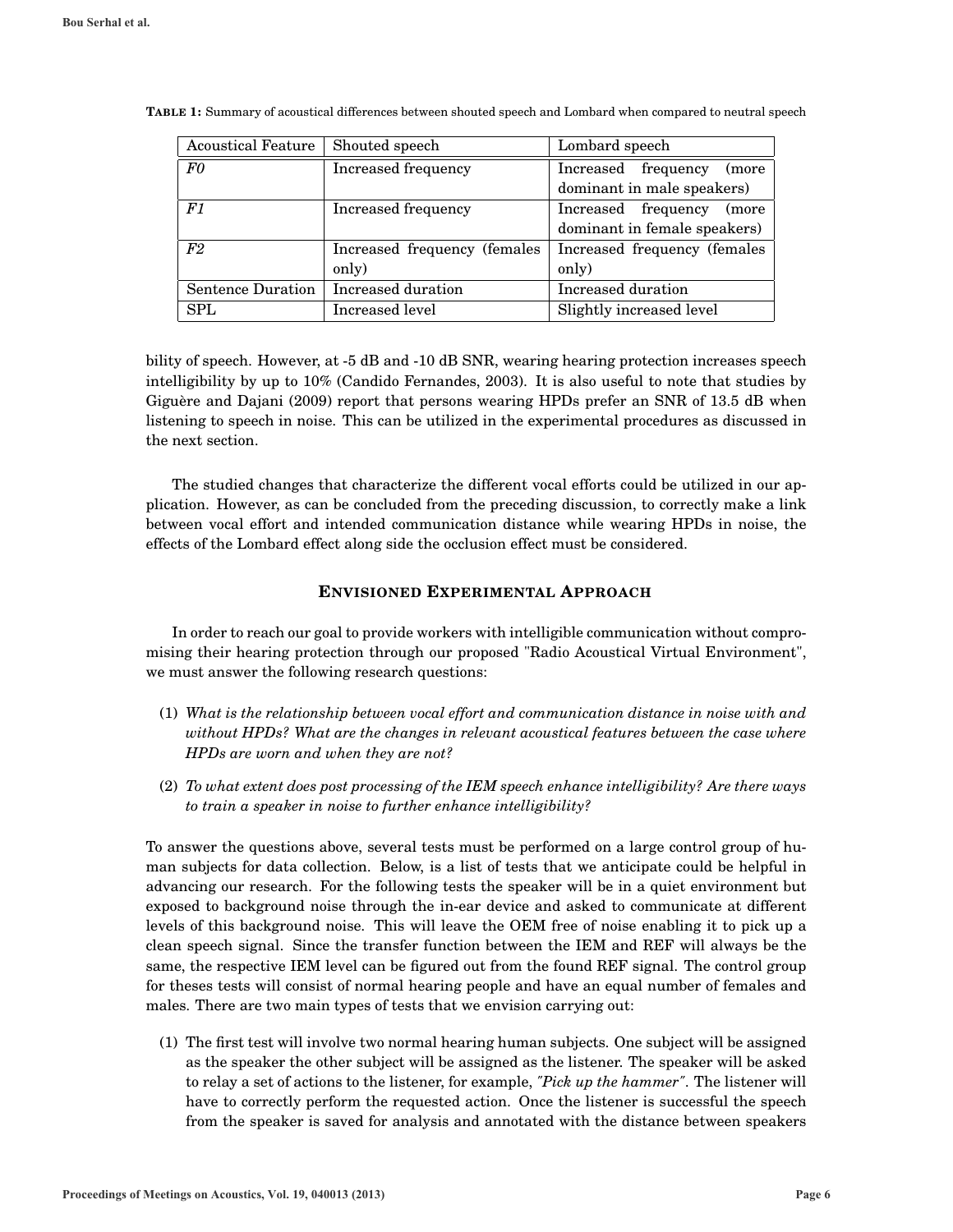**TABLE 1:** Summary of acoustical differences between shouted speech and Lombard when compared to neutral speech

| Acoustical Feature | Shouted speech | Lombard speech |
|---|---|---|
| *F0* | Increased frequency | Increased frequency (more dominant in male speakers) |
| *F1* | Increased frequency | Increased frequency (more dominant in female speakers) |
| *F2* | Increased frequency (females only) | Increased frequency (females only) |
| Sentence Duration | Increased duration | Increased duration |
| SPL | Increased level | Slightly increased level |

bility of speech. However, at -5 dB and -10 dB SNR, wearing hearing protection increases speech intelligibility by up to 10% (Candido Fernandes, 2003). It is also useful to note that studies by Giguère and Dajani (2009) report that persons wearing HPDs prefer an SNR of 13.5 dB when listening to speech in noise. This can be utilized in the experimental procedures as discussed in the next section.

The studied changes that characterize the different vocal efforts could be utilized in our application. However, as can be concluded from the preceding discussion, to correctly make a link between vocal effort and intended communication distance while wearing HPDs in noise, the effects of the Lombard effect along side the occlusion effect must be considered.

## ENVISIONED EXPERIMENTAL APPROACH

In order to reach our goal to provide workers with intelligible communication without compromising their hearing protection through our proposed "Radio Acoustical Virtual Environment", we must answer the following research questions:

(1) *What is the relationship between vocal effort and communication distance in noise with and without HPDs? What are the changes in relevant acoustical features between the case where HPDs are worn and when they are not?*

(2) *To what extent does post processing of the IEM speech enhance intelligibility? Are there ways to train a speaker in noise to further enhance intelligibility?*

To answer the questions above, several tests must be performed on a large control group of human subjects for data collection. Below, is a list of tests that we anticipate could be helpful in advancing our research. For the following tests the speaker will be in a quiet environment but exposed to background noise through the in-ear device and asked to communicate at different levels of this background noise. This will leave the OEM free of noise enabling it to pick up a clean speech signal. Since the transfer function between the IEM and REF will always be the same, the respective IEM level can be figured out from the found REF signal. The control group for theses tests will consist of normal hearing people and have an equal number of females and males. There are two main types of tests that we envision carrying out:

(1) The first test will involve two normal hearing human subjects. One subject will be assigned as the speaker the other subject will be assigned as the listener. The speaker will be asked to relay a set of actions to the listener, for example, *"Pick up the hammer"*. The listener will have to correctly perform the requested action. Once the listener is successful the speech from the speaker is saved for analysis and annotated with the distance between speakers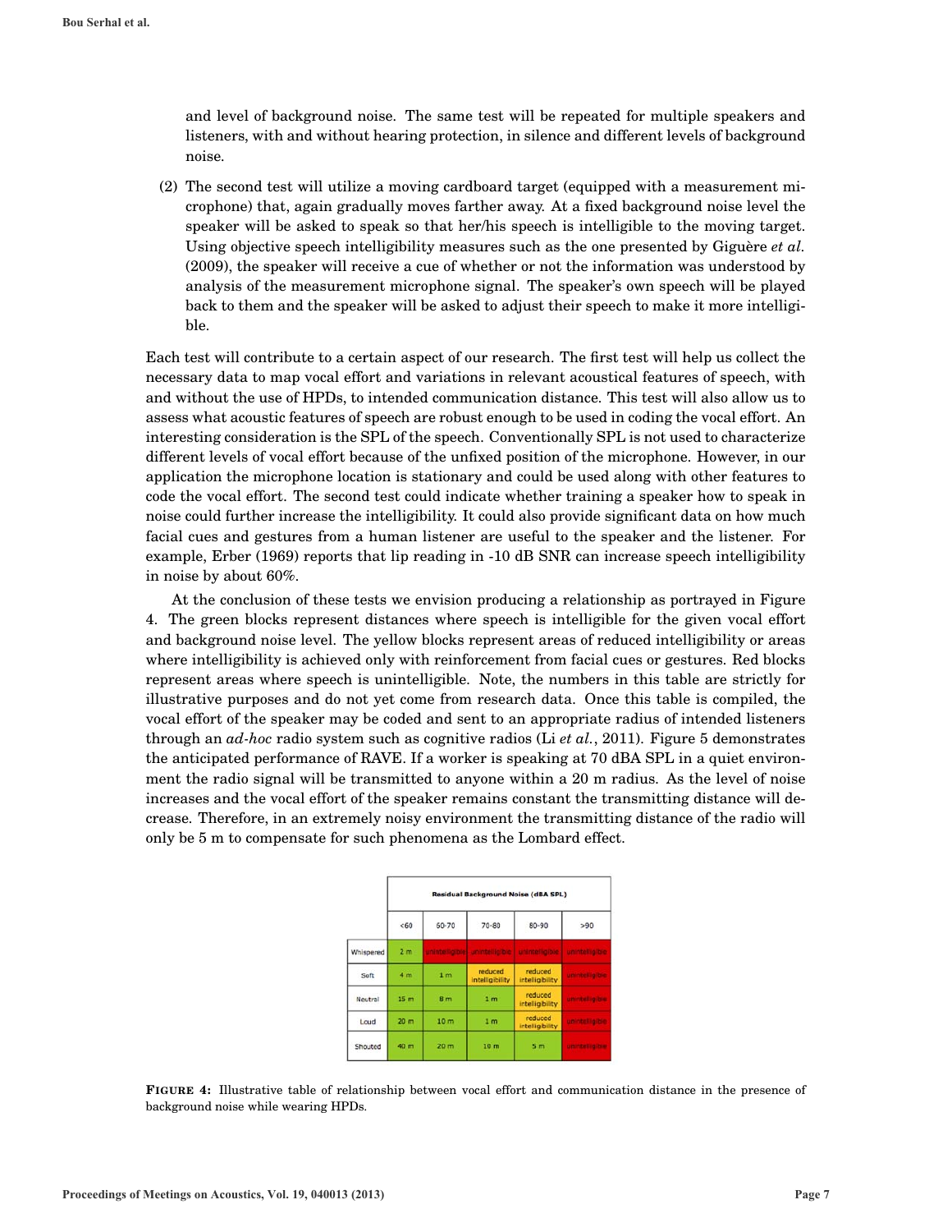and level of background noise. The same test will be repeated for multiple speakers and listeners, with and without hearing protection, in silence and different levels of background noise.

(2) The second test will utilize a moving cardboard target (equipped with a measurement microphone) that, again gradually moves farther away. At a fixed background noise level the speaker will be asked to speak so that her/his speech is intelligible to the moving target. Using objective speech intelligibility measures such as the one presented by Giguère *et al.* (2009), the speaker will receive a cue of whether or not the information was understood by analysis of the measurement microphone signal. The speaker's own speech will be played back to them and the speaker will be asked to adjust their speech to make it more intelligible.

Each test will contribute to a certain aspect of our research. The first test will help us collect the necessary data to map vocal effort and variations in relevant acoustical features of speech, with and without the use of HPDs, to intended communication distance. This test will also allow us to assess what acoustic features of speech are robust enough to be used in coding the vocal effort. An interesting consideration is the SPL of the speech. Conventionally SPL is not used to characterize different levels of vocal effort because of the unfixed position of the microphone. However, in our application the microphone location is stationary and could be used along with other features to code the vocal effort. The second test could indicate whether training a speaker how to speak in noise could further increase the intelligibility. It could also provide significant data on how much facial cues and gestures from a human listener are useful to the speaker and the listener. For example, Erber (1969) reports that lip reading in -10 dB SNR can increase speech intelligibility in noise by about 60%.

At the conclusion of these tests we envision producing a relationship as portrayed in Figure 4. The green blocks represent distances where speech is intelligible for the given vocal effort and background noise level. The yellow blocks represent areas of reduced intelligibility or areas where intelligibility is achieved only with reinforcement from facial cues or gestures. Red blocks represent areas where speech is unintelligible. Note, the numbers in this table are strictly for illustrative purposes and do not yet come from research data. Once this table is compiled, the vocal effort of the speaker may be coded and sent to an appropriate radius of intended listeners through an *ad-hoc* radio system such as cognitive radios (Li *et al.*, 2011). Figure 5 demonstrates the anticipated performance of RAVE. If a worker is speaking at 70 dBA SPL in a quiet environment the radio signal will be transmitted to anyone within a 20 m radius. As the level of noise increases and the vocal effort of the speaker remains constant the transmitting distance will decrease. Therefore, in an extremely noisy environment the transmitting distance of the radio will only be 5 m to compensate for such phenomena as the Lombard effect.

| | Residual Background Noise (dBA SPL) | | | | |
|---|---|---|---|---|---|
| | <60 | 60-70 | 70-80 | 80-90 | >90 |
| Whispered | 2 m | unintelligible | unintelligible | unintelligible | unintelligible |
| Soft | 4 m | 1 m | reduced intelligibility | reduced intelligibility | unintelligible |
| Neutral | 15 m | 8 m | 1 m | reduced intelligibility | unintelligible |
| Loud | 20 m | 10 m | 1 m | reduced intelligibility | unintelligible |
| Shouted | 40 m | 20 m | 10 m | 5 m | unintelligible |

**FIGURE 4:** Illustrative table of relationship between vocal effort and communication distance in the presence of background noise while wearing HPDs.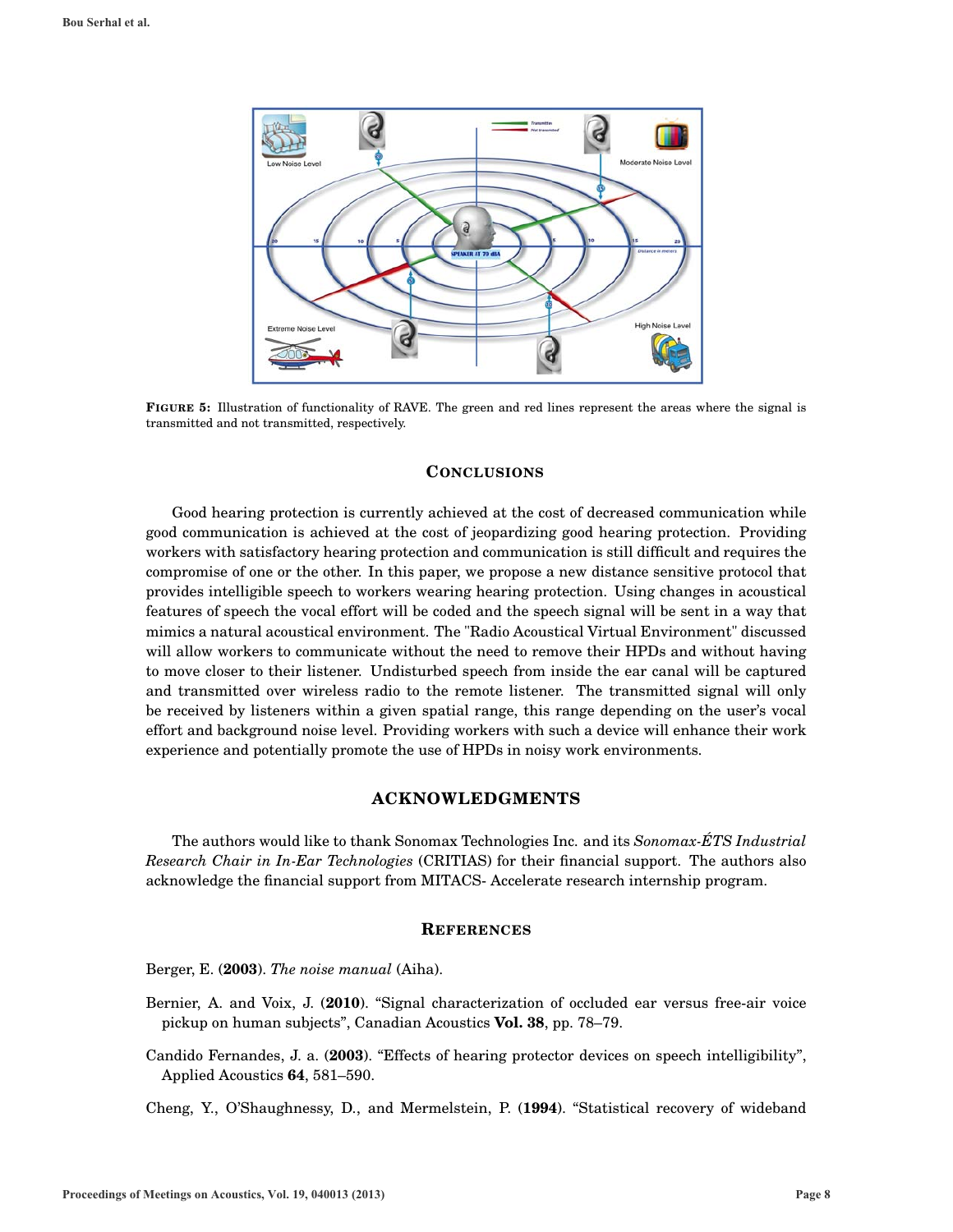**FIGURE 5:** Illustration of functionality of RAVE. The green and red lines represent the areas where the signal is transmitted and not transmitted, respectively.

## CONCLUSIONS

Good hearing protection is currently achieved at the cost of decreased communication while good communication is achieved at the cost of jeopardizing good hearing protection. Providing workers with satisfactory hearing protection and communication is still difficult and requires the compromise of one or the other. In this paper, we propose a new distance sensitive protocol that provides intelligible speech to workers wearing hearing protection. Using changes in acoustical features of speech the vocal effort will be coded and the speech signal will be sent in a way that mimics a natural acoustical environment. The "Radio Acoustical Virtual Environment" discussed will allow workers to communicate without the need to remove their HPDs and without having to move closer to their listener. Undisturbed speech from inside the ear canal will be captured and transmitted over wireless radio to the remote listener. The transmitted signal will only be received by listeners within a given spatial range, this range depending on the user's vocal effort and background noise level. Providing workers with such a device will enhance their work experience and potentially promote the use of HPDs in noisy work environments.

## ACKNOWLEDGMENTS

The authors would like to thank Sonomax Technologies Inc. and its *Sonomax-ÉTS Industrial Research Chair in In-Ear Technologies* (CRITIAS) for their financial support. The authors also acknowledge the financial support from MITACS- Accelerate research internship program.

## REFERENCES

Berger, E. (**2003**). *The noise manual* (Aiha).

Bernier, A. and Voix, J. (**2010**). "Signal characterization of occluded ear versus free-air voice pickup on human subjects", Canadian Acoustics **Vol. 38**, pp. 78–79.

Candido Fernandes, J. a. (**2003**). "Effects of hearing protector devices on speech intelligibility", Applied Acoustics **64**, 581–590.

Cheng, Y., O'Shaughnessy, D., and Mermelstein, P. (**1994**). "Statistical recovery of wideband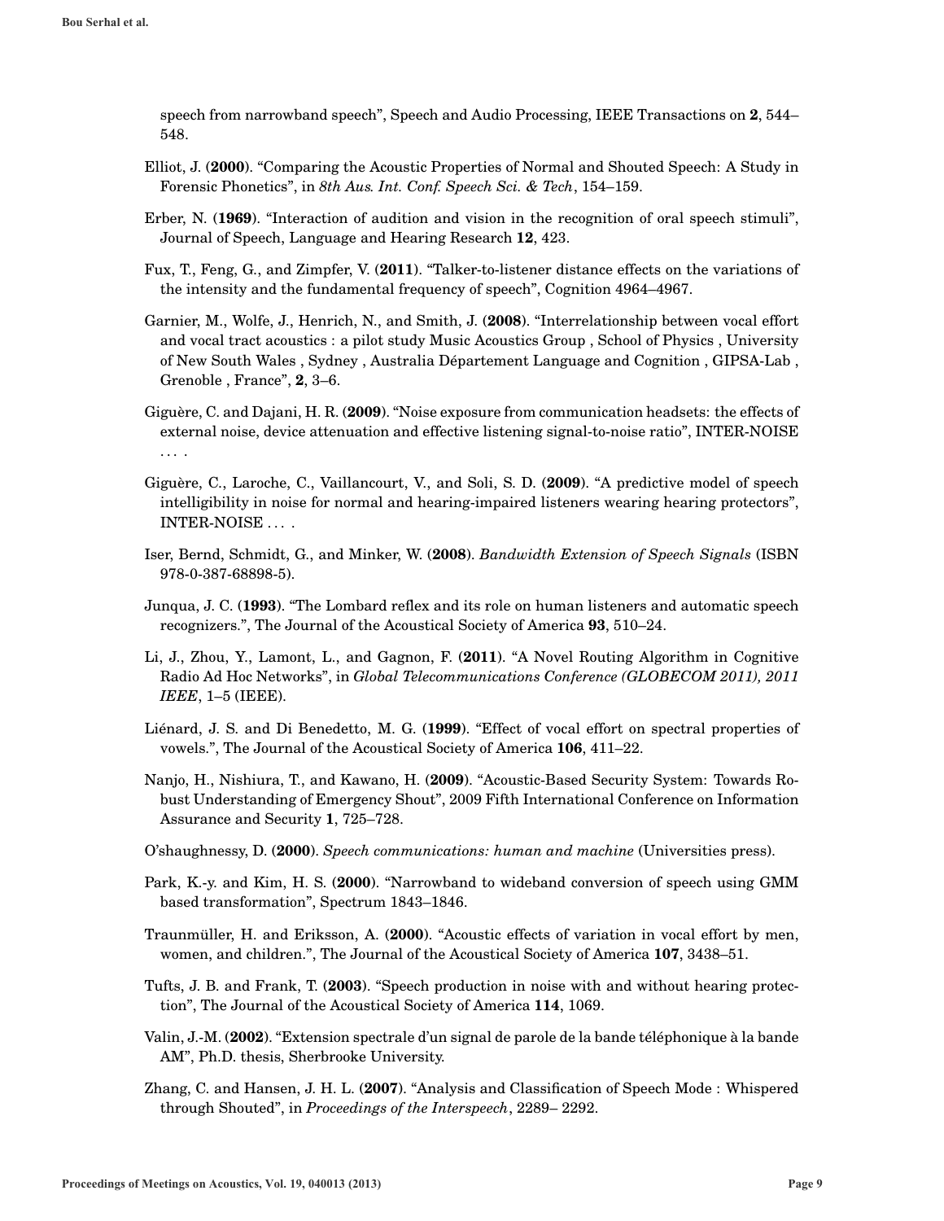speech from narrowband speech", Speech and Audio Processing, IEEE Transactions on **2**, 544–548.

Elliot, J. (**2000**). "Comparing the Acoustic Properties of Normal and Shouted Speech: A Study in Forensic Phonetics", in *8th Aus. Int. Conf. Speech Sci. & Tech*, 154–159.

Erber, N. (**1969**). "Interaction of audition and vision in the recognition of oral speech stimuli", Journal of Speech, Language and Hearing Research **12**, 423.

Fux, T., Feng, G., and Zimpfer, V. (**2011**). "Talker-to-listener distance effects on the variations of the intensity and the fundamental frequency of speech", Cognition 4964–4967.

Garnier, M., Wolfe, J., Henrich, N., and Smith, J. (**2008**). "Interrelationship between vocal effort and vocal tract acoustics : a pilot study Music Acoustics Group , School of Physics , University of New South Wales , Sydney , Australia Département Language and Cognition , GIPSA-Lab , Grenoble , France", **2**, 3–6.

Giguère, C. and Dajani, H. R. (**2009**). "Noise exposure from communication headsets: the effects of external noise, device attenuation and effective listening signal-to-noise ratio", INTER-NOISE . . . .

Giguère, C., Laroche, C., Vaillancourt, V., and Soli, S. D. (**2009**). "A predictive model of speech intelligibility in noise for normal and hearing-impaired listeners wearing hearing protectors", INTER-NOISE . . . .

Iser, Bernd, Schmidt, G., and Minker, W. (**2008**). *Bandwidth Extension of Speech Signals* (ISBN 978-0-387-68898-5).

Junqua, J. C. (**1993**). "The Lombard reflex and its role on human listeners and automatic speech recognizers.", The Journal of the Acoustical Society of America **93**, 510–24.

Li, J., Zhou, Y., Lamont, L., and Gagnon, F. (**2011**). "A Novel Routing Algorithm in Cognitive Radio Ad Hoc Networks", in *Global Telecommunications Conference (GLOBECOM 2011), 2011 IEEE*, 1–5 (IEEE).

Liénard, J. S. and Di Benedetto, M. G. (**1999**). "Effect of vocal effort on spectral properties of vowels.", The Journal of the Acoustical Society of America **106**, 411–22.

Nanjo, H., Nishiura, T., and Kawano, H. (**2009**). "Acoustic-Based Security System: Towards Robust Understanding of Emergency Shout", 2009 Fifth International Conference on Information Assurance and Security **1**, 725–728.

O'shaughnessy, D. (**2000**). *Speech communications: human and machine* (Universities press).

Park, K.-y. and Kim, H. S. (**2000**). "Narrowband to wideband conversion of speech using GMM based transformation", Spectrum 1843–1846.

Traunmüller, H. and Eriksson, A. (**2000**). "Acoustic effects of variation in vocal effort by men, women, and children.", The Journal of the Acoustical Society of America **107**, 3438–51.

Tufts, J. B. and Frank, T. (**2003**). "Speech production in noise with and without hearing protection", The Journal of the Acoustical Society of America **114**, 1069.

Valin, J.-M. (**2002**). "Extension spectrale d'un signal de parole de la bande téléphonique à la bande AM", Ph.D. thesis, Sherbrooke University.

Zhang, C. and Hansen, J. H. L. (**2007**). "Analysis and Classification of Speech Mode : Whispered through Shouted", in *Proceedings of the Interspeech*, 2289– 2292.